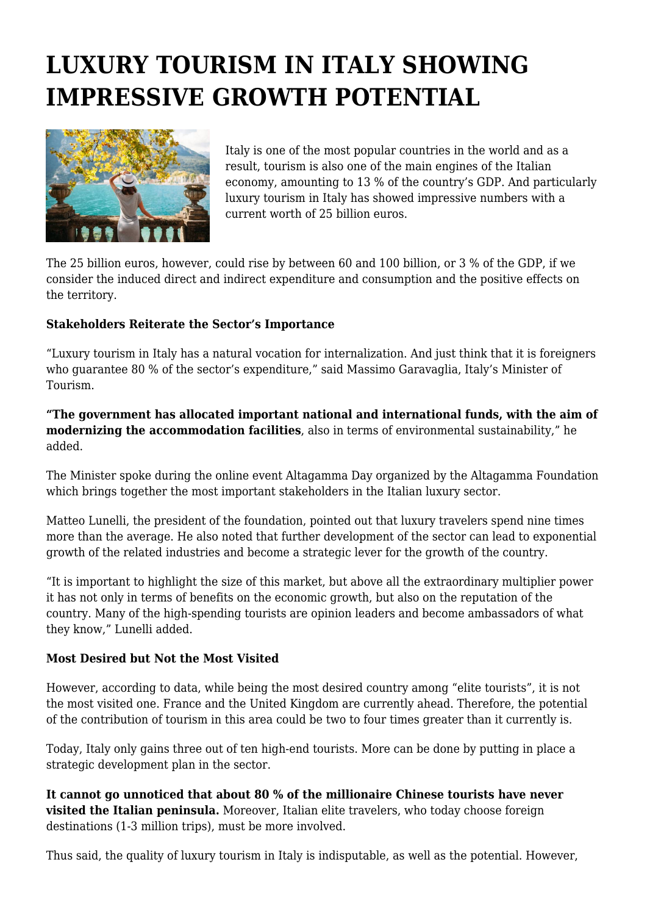# LUXURY TOURISM IN ITALY SHOWING IMPRESSIVE GROWTH POTENTIAL

Italy is one of the most popular countries in the world and as a result, tourism is also one of the main engines of the Italian economy, amounting to 13 % of the country's GDP. And particularly luxury tourism in Italy has showed impressive numbers with a current worth of 25 billion euros.

The 25 billion euros, however, could rise by between 60 and 100 billion, or 3 % of the GDP, if we consider the induced direct and indirect expenditure and consumption and the positive effects on the territory.

**Stakeholders Reiterate the Sector's Importance**

"Luxury tourism in Italy has a natural vocation for internalization. And just think that it is foreigners who guarantee 80 % of the sector's expenditure," said Massimo Garavaglia, Italy's Minister of Tourism.

**"The government has allocated important national and international funds, with the aim of modernizing the accommodation facilities**, also in terms of environmental sustainability," he added.

The Minister spoke during the online event Altagamma Day organized by the Altagamma Foundation which brings together the most important stakeholders in the Italian luxury sector.

Matteo Lunelli, the president of the foundation, pointed out that luxury travelers spend nine times more than the average. He also noted that further development of the sector can lead to exponential growth of the related industries and become a strategic lever for the growth of the country.

"It is important to highlight the size of this market, but above all the extraordinary multiplier power it has not only in terms of benefits on the economic growth, but also on the reputation of the country. Many of the high-spending tourists are opinion leaders and become ambassadors of what they know," Lunelli added.

**Most Desired but Not the Most Visited**

However, according to data, while being the most desired country among "elite tourists", it is not the most visited one. France and the United Kingdom are currently ahead. Therefore, the potential of the contribution of tourism in this area could be two to four times greater than it currently is.

Today, Italy only gains three out of ten high-end tourists. More can be done by putting in place a strategic development plan in the sector.

**It cannot go unnoticed that about 80 % of the millionaire Chinese tourists have never visited the Italian peninsula.** Moreover, Italian elite travelers, who today choose foreign destinations (1-3 million trips), must be more involved.

Thus said, the quality of luxury tourism in Italy is indisputable, as well as the potential. However,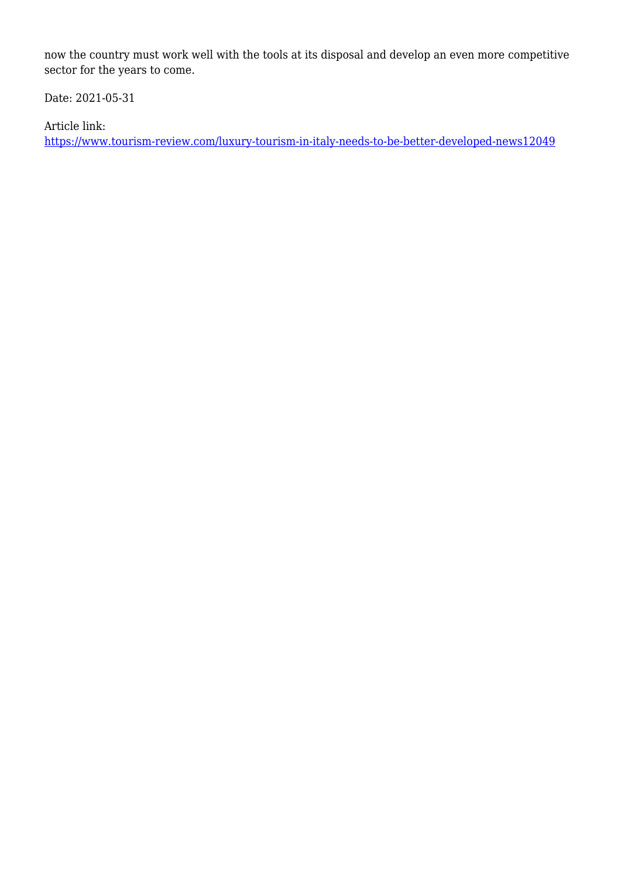now the country must work well with the tools at its disposal and develop an even more competitive sector for the years to come.

Date: 2021-05-31

Article link:
[https://www.tourism-review.com/luxury-tourism-in-italy-needs-to-be-better-developed-news12049](https://www.tourism-review.com/luxury-tourism-in-italy-needs-to-be-better-developed-news12049)